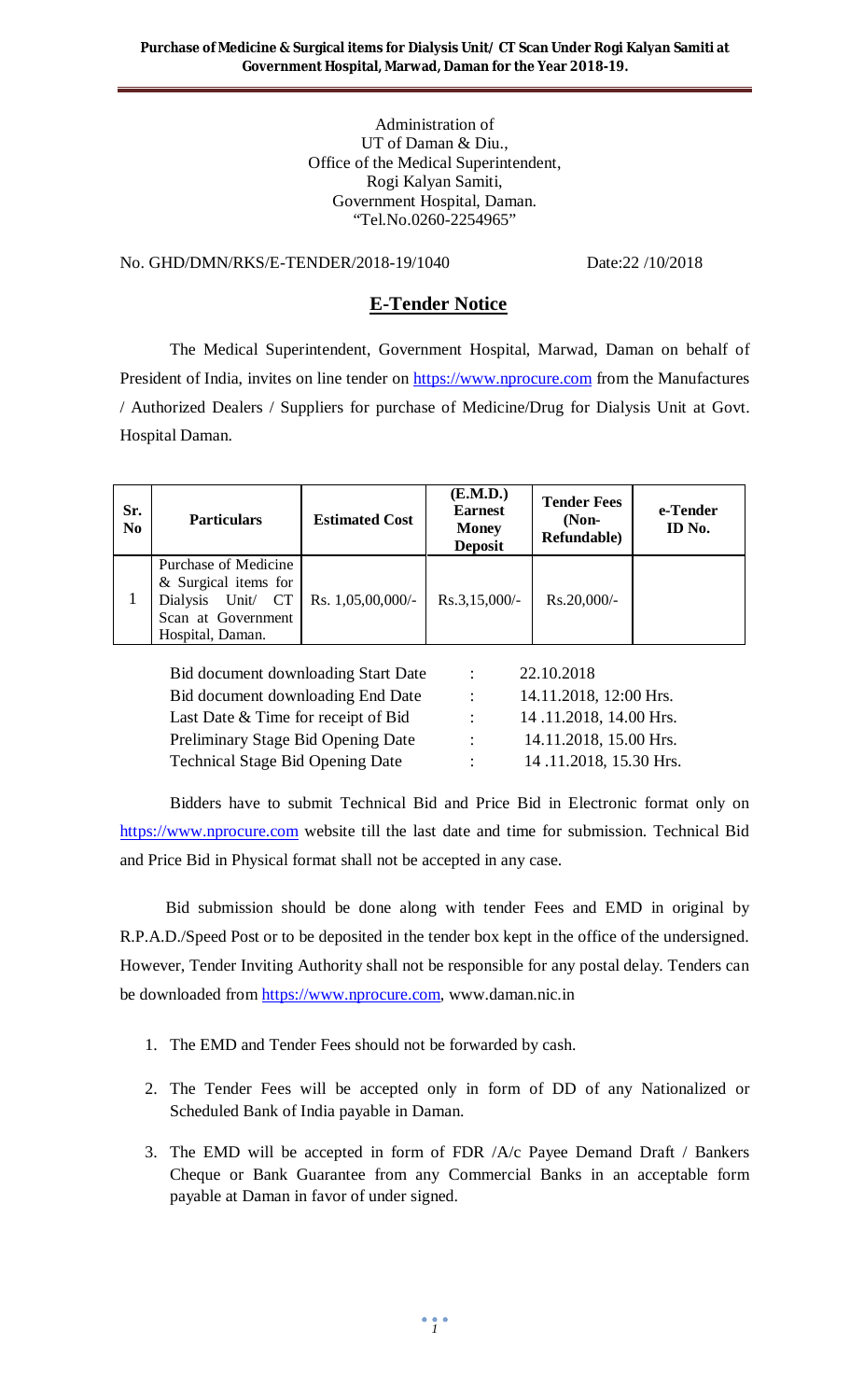Administration of
UT of Daman & Diu.,
Office of the Medical Superintendent,
Rogi Kalyan Samiti,
Government Hospital, Daman.
"Tel.No.0260-2254965"

No. GHD/DMN/RKS/E-TENDER/2018-19/1040 Date:22 /10/2018

## E-Tender Notice

The Medical Superintendent, Government Hospital, Marwad, Daman on behalf of President of India, invites on line tender on https://www.nprocure.com from the Manufactures / Authorized Dealers / Suppliers for purchase of Medicine/Drug for Dialysis Unit at Govt. Hospital Daman.

| Sr. No | Particulars | Estimated Cost | (E.M.D.) Earnest Money Deposit | Tender Fees (Non-Refundable) | e-Tender ID No. |
|---|---|---|---|---|---|
| 1 | Purchase of Medicine & Surgical items for Dialysis Unit/ CT Scan at Government Hospital, Daman. | Rs. 1,05,00,000/- | Rs.3,15,000/- | Rs.20,000/- | |

| | | |
|---|---|---|
| Bid document downloading Start Date | : | 22.10.2018 |
| Bid document downloading End Date | : | 14.11.2018, 12:00 Hrs. |
| Last Date & Time for receipt of Bid | : | 14 .11.2018, 14.00 Hrs. |
| Preliminary Stage Bid Opening Date | : | 14.11.2018, 15.00 Hrs. |
| Technical Stage Bid Opening Date | : | 14 .11.2018, 15.30 Hrs. |

Bidders have to submit Technical Bid and Price Bid in Electronic format only on https://www.nprocure.com website till the last date and time for submission. Technical Bid and Price Bid in Physical format shall not be accepted in any case.

Bid submission should be done along with tender Fees and EMD in original by R.P.A.D./Speed Post or to be deposited in the tender box kept in the office of the undersigned. However, Tender Inviting Authority shall not be responsible for any postal delay. Tenders can be downloaded from https://www.nprocure.com, www.daman.nic.in

1. The EMD and Tender Fees should not be forwarded by cash.
2. The Tender Fees will be accepted only in form of DD of any Nationalized or Scheduled Bank of India payable in Daman.
3. The EMD will be accepted in form of FDR /A/c Payee Demand Draft / Bankers Cheque or Bank Guarantee from any Commercial Banks in an acceptable form payable at Daman in favor of under signed.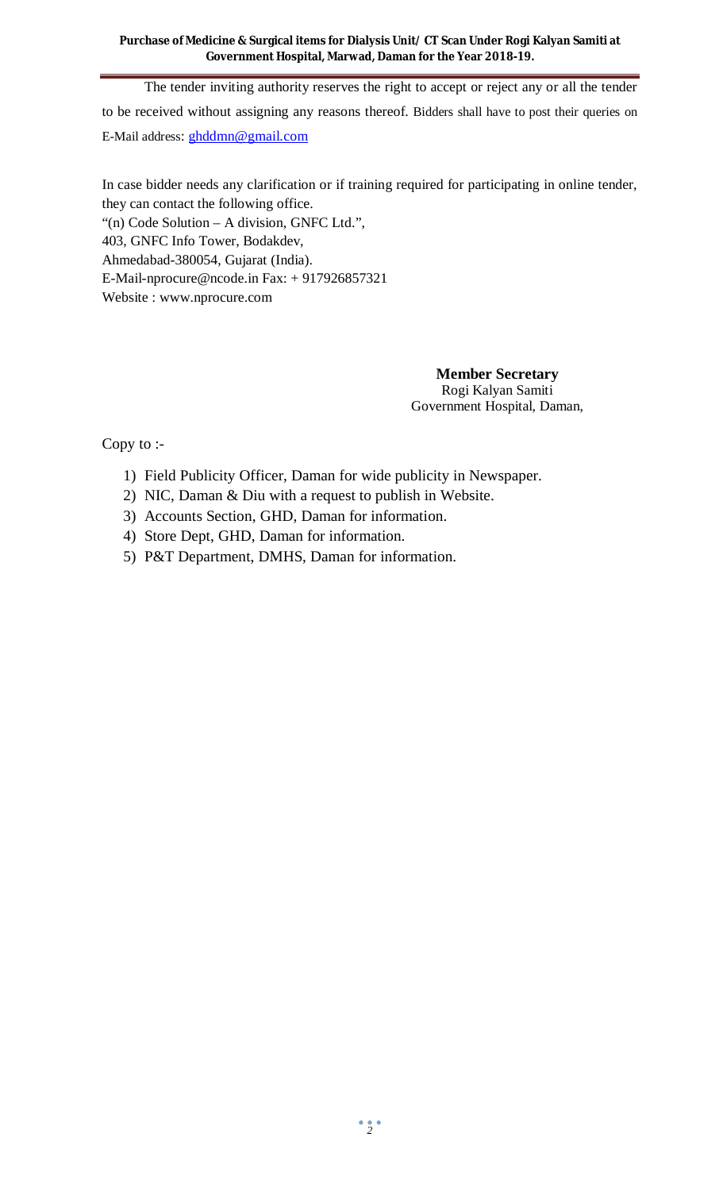The tender inviting authority reserves the right to accept or reject any or all the tender to be received without assigning any reasons thereof. Bidders shall have to post their queries on E-Mail address: ghddmn@gmail.com

In case bidder needs any clarification or if training required for participating in online tender, they can contact the following office.
"(n) Code Solution – A division, GNFC Ltd.",
403, GNFC Info Tower, Bodakdev,
Ahmedabad-380054, Gujarat (India).
E-Mail-nprocure@ncode.in Fax: + 917926857321
Website : www.nprocure.com

**Member Secretary**
Rogi Kalyan Samiti
Government Hospital, Daman,

Copy to :-

1) Field Publicity Officer, Daman for wide publicity in Newspaper.
2) NIC, Daman & Diu with a request to publish in Website.
3) Accounts Section, GHD, Daman for information.
4) Store Dept, GHD, Daman for information.
5) P&T Department, DMHS, Daman for information.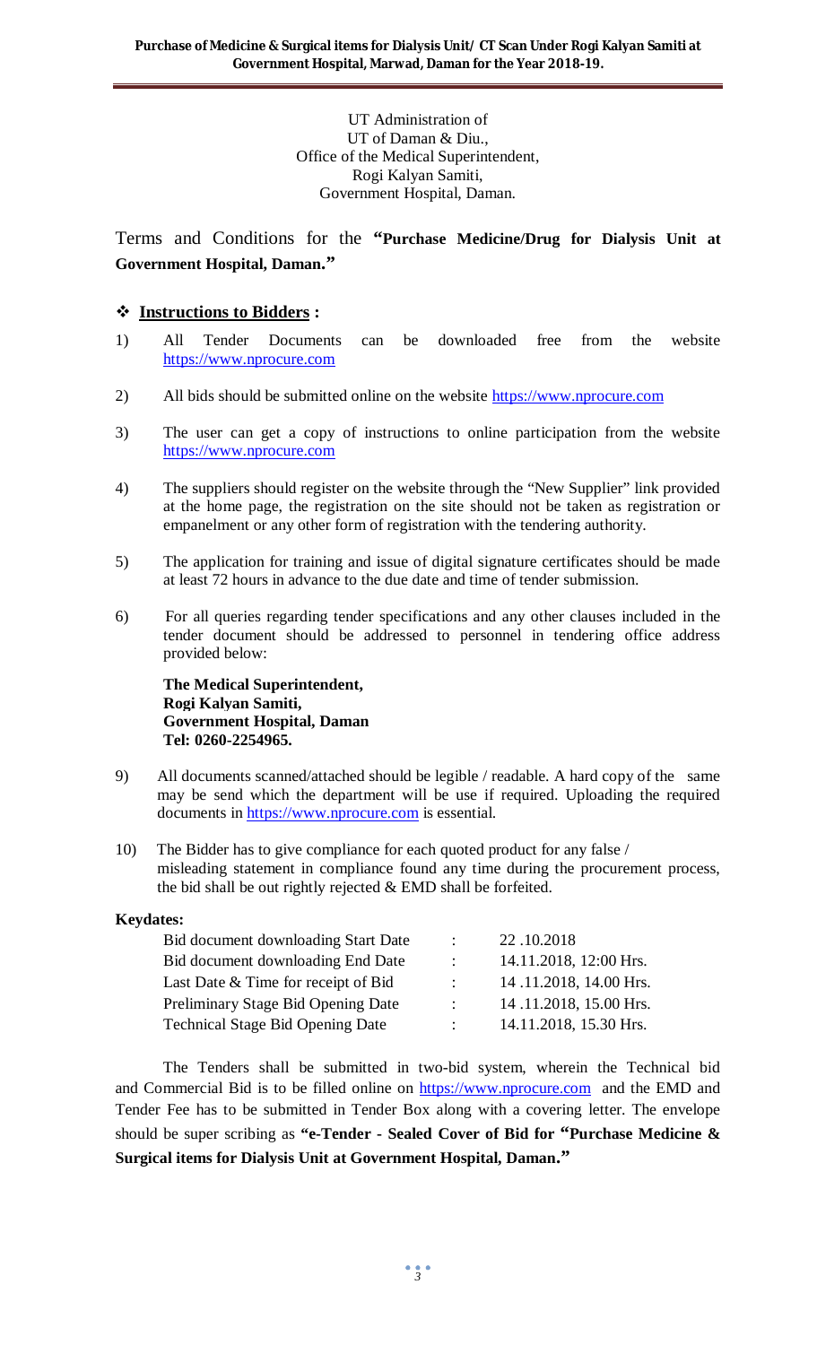UT Administration of
UT of Daman & Diu.,
Office of the Medical Superintendent,
Rogi Kalyan Samiti,
Government Hospital, Daman.

Terms and Conditions for the **"Purchase Medicine/Drug for Dialysis Unit at Government Hospital, Daman."**

## ❖ **Instructions to Bidders :**

1) All Tender Documents can be downloaded free from the website https://www.nprocure.com

2) All bids should be submitted online on the website https://www.nprocure.com

3) The user can get a copy of instructions to online participation from the website https://www.nprocure.com

4) The suppliers should register on the website through the "New Supplier" link provided at the home page, the registration on the site should not be taken as registration or empanelment or any other form of registration with the tendering authority.

5) The application for training and issue of digital signature certificates should be made at least 72 hours in advance to the due date and time of tender submission.

6) For all queries regarding tender specifications and any other clauses included in the tender document should be addressed to personnel in tendering office address provided below:

   **The Medical Superintendent,**
   **Rogi Kalyan Samiti,**
   **Government Hospital, Daman**
   **Tel: 0260-2254965.**

9) All documents scanned/attached should be legible / readable. A hard copy of the same may be send which the department will be use if required. Uploading the required documents in https://www.nprocure.com is essential.

10) The Bidder has to give compliance for each quoted product for any false / misleading statement in compliance found any time during the procurement process, the bid shall be out rightly rejected & EMD shall be forfeited.

**Keydates:**

| | | |
|---|---|---|
| Bid document downloading Start Date | : | 22 .10.2018 |
| Bid document downloading End Date | : | 14.11.2018, 12:00 Hrs. |
| Last Date & Time for receipt of Bid | : | 14 .11.2018, 14.00 Hrs. |
| Preliminary Stage Bid Opening Date | : | 14 .11.2018, 15.00 Hrs. |
| Technical Stage Bid Opening Date | : | 14.11.2018, 15.30 Hrs. |

The Tenders shall be submitted in two-bid system, wherein the Technical bid and Commercial Bid is to be filled online on https://www.nprocure.com and the EMD and Tender Fee has to be submitted in Tender Box along with a covering letter. The envelope should be super scribing as **"e-Tender - Sealed Cover of Bid for "Purchase Medicine & Surgical items for Dialysis Unit at Government Hospital, Daman."**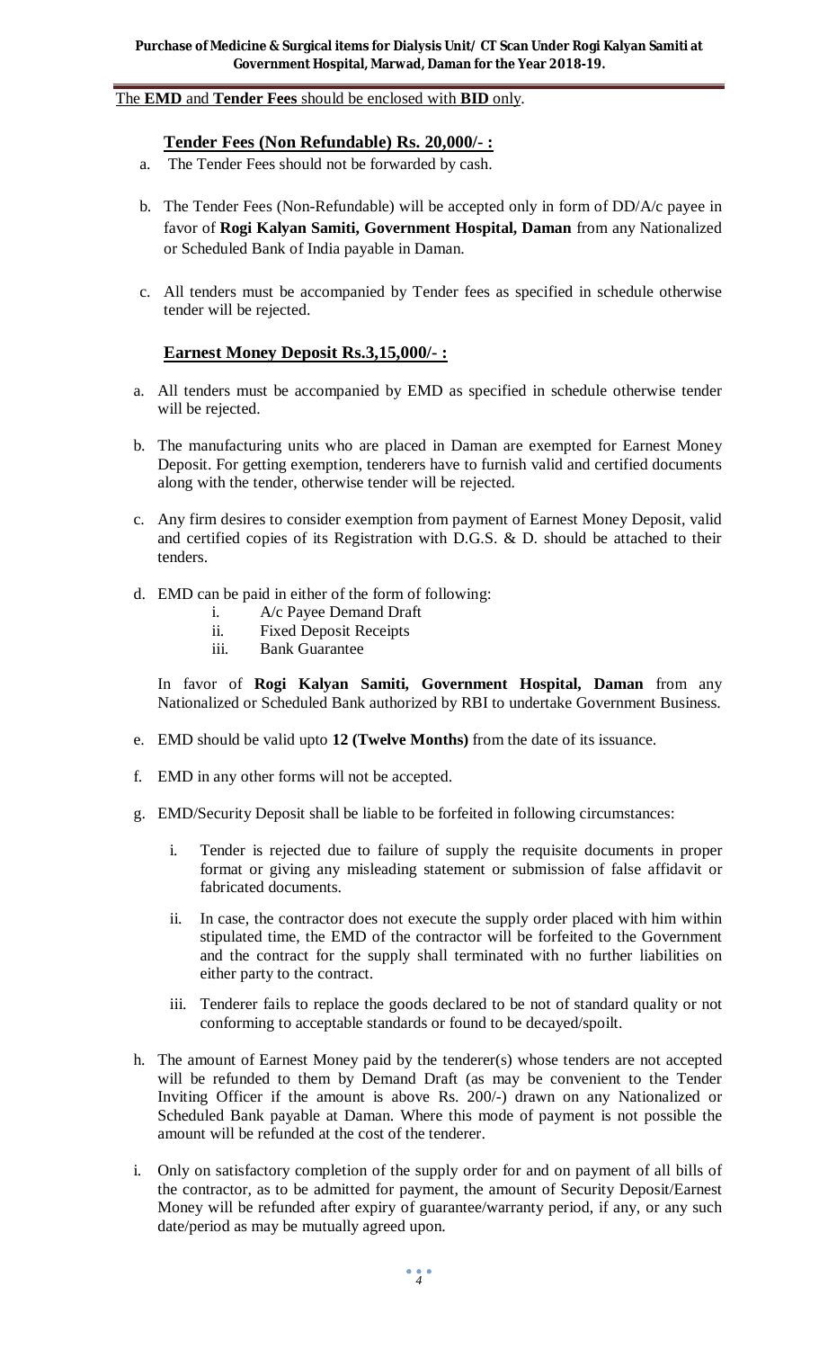The **EMD** and **Tender Fees** should be enclosed with **BID** only.

## Tender Fees (Non Refundable) Rs. 20,000/- :

a. The Tender Fees should not be forwarded by cash.

b. The Tender Fees (Non-Refundable) will be accepted only in form of DD/A/c payee in favor of **Rogi Kalyan Samiti, Government Hospital, Daman** from any Nationalized or Scheduled Bank of India payable in Daman.

c. All tenders must be accompanied by Tender fees as specified in schedule otherwise tender will be rejected.

## Earnest Money Deposit Rs.3,15,000/- :

a. All tenders must be accompanied by EMD as specified in schedule otherwise tender will be rejected.

b. The manufacturing units who are placed in Daman are exempted for Earnest Money Deposit. For getting exemption, tenderers have to furnish valid and certified documents along with the tender, otherwise tender will be rejected.

c. Any firm desires to consider exemption from payment of Earnest Money Deposit, valid and certified copies of its Registration with D.G.S. & D. should be attached to their tenders.

d. EMD can be paid in either of the form of following:
   i. A/c Payee Demand Draft
   ii. Fixed Deposit Receipts
   iii. Bank Guarantee

   In favor of **Rogi Kalyan Samiti, Government Hospital, Daman** from any Nationalized or Scheduled Bank authorized by RBI to undertake Government Business.

e. EMD should be valid upto **12 (Twelve Months)** from the date of its issuance.

f. EMD in any other forms will not be accepted.

g. EMD/Security Deposit shall be liable to be forfeited in following circumstances:

   i. Tender is rejected due to failure of supply the requisite documents in proper format or giving any misleading statement or submission of false affidavit or fabricated documents.

   ii. In case, the contractor does not execute the supply order placed with him within stipulated time, the EMD of the contractor will be forfeited to the Government and the contract for the supply shall terminated with no further liabilities on either party to the contract.

   iii. Tenderer fails to replace the goods declared to be not of standard quality or not conforming to acceptable standards or found to be decayed/spoilt.

h. The amount of Earnest Money paid by the tenderer(s) whose tenders are not accepted will be refunded to them by Demand Draft (as may be convenient to the Tender Inviting Officer if the amount is above Rs. 200/-) drawn on any Nationalized or Scheduled Bank payable at Daman. Where this mode of payment is not possible the amount will be refunded at the cost of the tenderer.

i. Only on satisfactory completion of the supply order for and on payment of all bills of the contractor, as to be admitted for payment, the amount of Security Deposit/Earnest Money will be refunded after expiry of guarantee/warranty period, if any, or any such date/period as may be mutually agreed upon.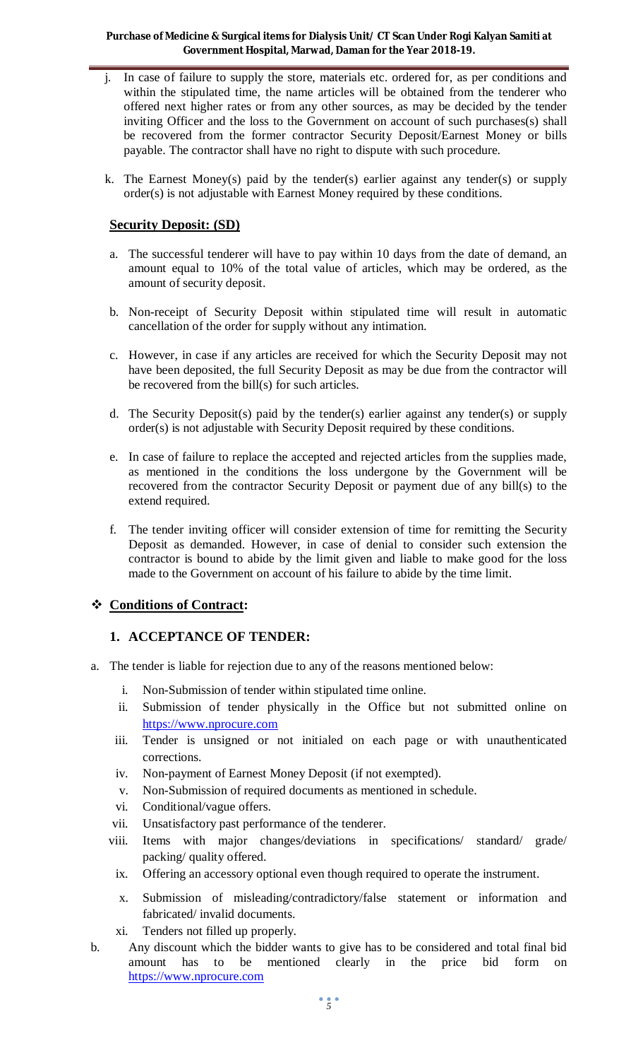j. In case of failure to supply the store, materials etc. ordered for, as per conditions and within the stipulated time, the name articles will be obtained from the tenderer who offered next higher rates or from any other sources, as may be decided by the tender inviting Officer and the loss to the Government on account of such purchases(s) shall be recovered from the former contractor Security Deposit/Earnest Money or bills payable. The contractor shall have no right to dispute with such procedure.

k. The Earnest Money(s) paid by the tender(s) earlier against any tender(s) or supply order(s) is not adjustable with Earnest Money required by these conditions.

## Security Deposit: (SD)

a. The successful tenderer will have to pay within 10 days from the date of demand, an amount equal to 10% of the total value of articles, which may be ordered, as the amount of security deposit.

b. Non-receipt of Security Deposit within stipulated time will result in automatic cancellation of the order for supply without any intimation.

c. However, in case if any articles are received for which the Security Deposit may not have been deposited, the full Security Deposit as may be due from the contractor will be recovered from the bill(s) for such articles.

d. The Security Deposit(s) paid by the tender(s) earlier against any tender(s) or supply order(s) is not adjustable with Security Deposit required by these conditions.

e. In case of failure to replace the accepted and rejected articles from the supplies made, as mentioned in the conditions the loss undergone by the Government will be recovered from the contractor Security Deposit or payment due of any bill(s) to the extend required.

f. The tender inviting officer will consider extension of time for remitting the Security Deposit as demanded. However, in case of denial to consider such extension the contractor is bound to abide by the limit given and liable to make good for the loss made to the Government on account of his failure to abide by the time limit.

## ❖ Conditions of Contract:

### 1. ACCEPTANCE OF TENDER:

a. The tender is liable for rejection due to any of the reasons mentioned below:

   i. Non-Submission of tender within stipulated time online.
   ii. Submission of tender physically in the Office but not submitted online on https://www.nprocure.com
   iii. Tender is unsigned or not initialed on each page or with unauthenticated corrections.
   iv. Non-payment of Earnest Money Deposit (if not exempted).
   v. Non-Submission of required documents as mentioned in schedule.
   vi. Conditional/vague offers.
   vii. Unsatisfactory past performance of the tenderer.
   viii. Items with major changes/deviations in specifications/ standard/ grade/ packing/ quality offered.
   ix. Offering an accessory optional even though required to operate the instrument.
   x. Submission of misleading/contradictory/false statement or information and fabricated/ invalid documents.
   xi. Tenders not filled up properly.

b. Any discount which the bidder wants to give has to be considered and total final bid amount has to be mentioned clearly in the price bid form on https://www.nprocure.com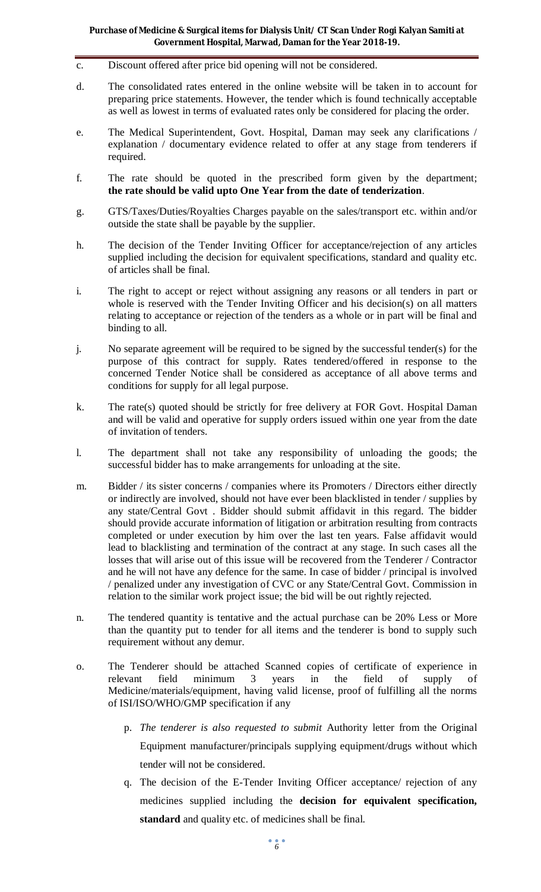c. Discount offered after price bid opening will not be considered.

d. The consolidated rates entered in the online website will be taken in to account for preparing price statements. However, the tender which is found technically acceptable as well as lowest in terms of evaluated rates only be considered for placing the order.

e. The Medical Superintendent, Govt. Hospital, Daman may seek any clarifications / explanation / documentary evidence related to offer at any stage from tenderers if required.

f. The rate should be quoted in the prescribed form given by the department; **the rate should be valid upto One Year from the date of tenderization**.

g. GTS/Taxes/Duties/Royalties Charges payable on the sales/transport etc. within and/or outside the state shall be payable by the supplier.

h. The decision of the Tender Inviting Officer for acceptance/rejection of any articles supplied including the decision for equivalent specifications, standard and quality etc. of articles shall be final.

i. The right to accept or reject without assigning any reasons or all tenders in part or whole is reserved with the Tender Inviting Officer and his decision(s) on all matters relating to acceptance or rejection of the tenders as a whole or in part will be final and binding to all.

j. No separate agreement will be required to be signed by the successful tender(s) for the purpose of this contract for supply. Rates tendered/offered in response to the concerned Tender Notice shall be considered as acceptance of all above terms and conditions for supply for all legal purpose.

k. The rate(s) quoted should be strictly for free delivery at FOR Govt. Hospital Daman and will be valid and operative for supply orders issued within one year from the date of invitation of tenders.

l. The department shall not take any responsibility of unloading the goods; the successful bidder has to make arrangements for unloading at the site.

m. Bidder / its sister concerns / companies where its Promoters / Directors either directly or indirectly are involved, should not have ever been blacklisted in tender / supplies by any state/Central Govt . Bidder should submit affidavit in this regard. The bidder should provide accurate information of litigation or arbitration resulting from contracts completed or under execution by him over the last ten years. False affidavit would lead to blacklisting and termination of the contract at any stage. In such cases all the losses that will arise out of this issue will be recovered from the Tenderer / Contractor and he will not have any defence for the same. In case of bidder / principal is involved / penalized under any investigation of CVC or any State/Central Govt. Commission in relation to the similar work project issue; the bid will be out rightly rejected.

n. The tendered quantity is tentative and the actual purchase can be 20% Less or More than the quantity put to tender for all items and the tenderer is bond to supply such requirement without any demur.

o. The Tenderer should be attached Scanned copies of certificate of experience in relevant field minimum 3 years in the field of supply of Medicine/materials/equipment, having valid license, proof of fulfilling all the norms of ISI/ISO/WHO/GMP specification if any

p. *The tenderer is also requested to submit* Authority letter from the Original Equipment manufacturer/principals supplying equipment/drugs without which tender will not be considered.

q. The decision of the E-Tender Inviting Officer acceptance/ rejection of any medicines supplied including the **decision for equivalent specification, standard** and quality etc. of medicines shall be final.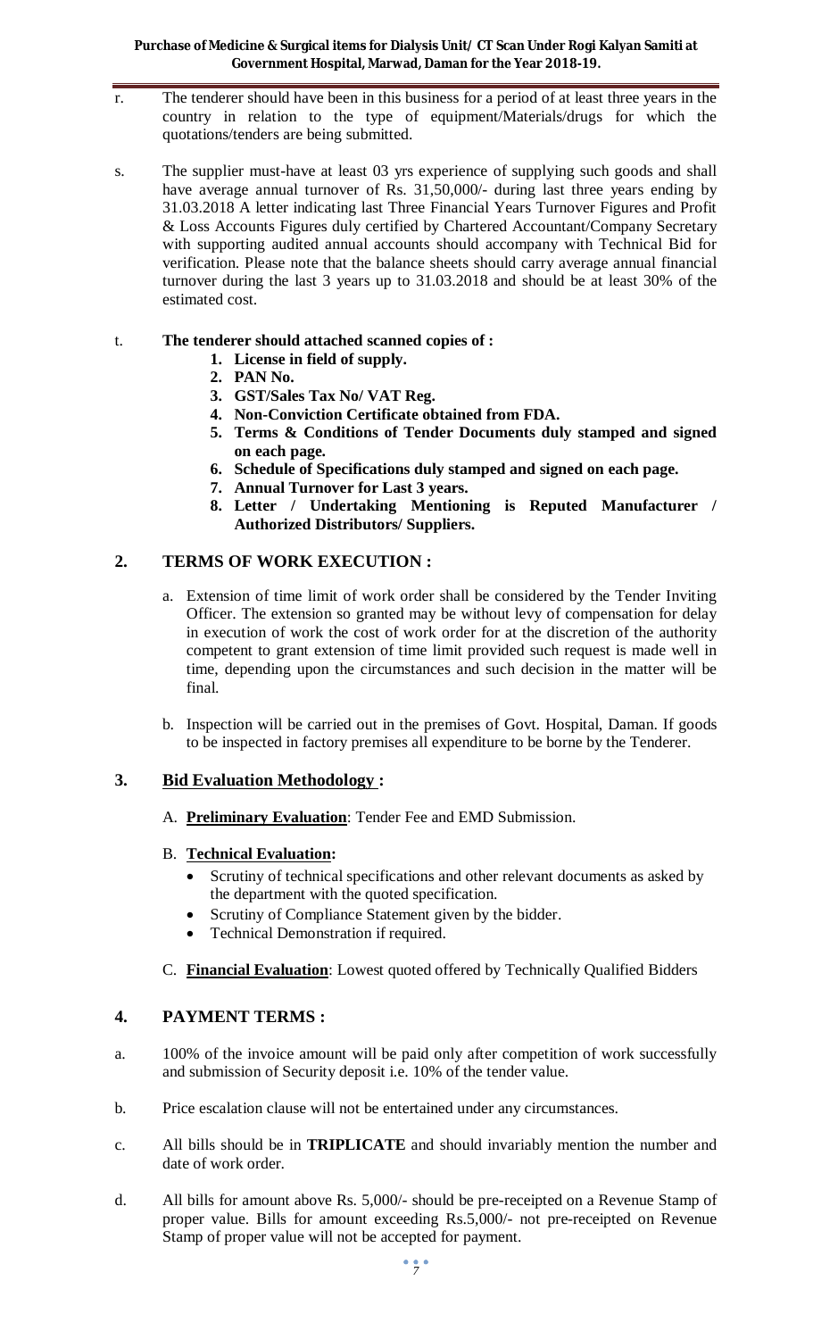r. The tenderer should have been in this business for a period of at least three years in the country in relation to the type of equipment/Materials/drugs for which the quotations/tenders are being submitted.

s. The supplier must-have at least 03 yrs experience of supplying such goods and shall have average annual turnover of Rs. 31,50,000/- during last three years ending by 31.03.2018 A letter indicating last Three Financial Years Turnover Figures and Profit & Loss Accounts Figures duly certified by Chartered Accountant/Company Secretary with supporting audited annual accounts should accompany with Technical Bid for verification. Please note that the balance sheets should carry average annual financial turnover during the last 3 years up to 31.03.2018 and should be at least 30% of the estimated cost.

t. **The tenderer should attached scanned copies of :**

1. **License in field of supply.**
2. **PAN No.**
3. **GST/Sales Tax No/ VAT Reg.**
4. **Non-Conviction Certificate obtained from FDA.**
5. **Terms & Conditions of Tender Documents duly stamped and signed on each page.**
6. **Schedule of Specifications duly stamped and signed on each page.**
7. **Annual Turnover for Last 3 years.**
8. **Letter / Undertaking Mentioning is Reputed Manufacturer / Authorized Distributors/ Suppliers.**

## 2. TERMS OF WORK EXECUTION :

a. Extension of time limit of work order shall be considered by the Tender Inviting Officer. The extension so granted may be without levy of compensation for delay in execution of work the cost of work order for at the discretion of the authority competent to grant extension of time limit provided such request is made well in time, depending upon the circumstances and such decision in the matter will be final.

b. Inspection will be carried out in the premises of Govt. Hospital, Daman. If goods to be inspected in factory premises all expenditure to be borne by the Tenderer.

## 3. Bid Evaluation Methodology :

A. **Preliminary Evaluation**: Tender Fee and EMD Submission.

B. **Technical Evaluation:**

- Scrutiny of technical specifications and other relevant documents as asked by the department with the quoted specification.
- Scrutiny of Compliance Statement given by the bidder.
- Technical Demonstration if required.

C. **Financial Evaluation**: Lowest quoted offered by Technically Qualified Bidders

## 4. PAYMENT TERMS :

a. 100% of the invoice amount will be paid only after competition of work successfully and submission of Security deposit i.e. 10% of the tender value.

b. Price escalation clause will not be entertained under any circumstances.

c. All bills should be in **TRIPLICATE** and should invariably mention the number and date of work order.

d. All bills for amount above Rs. 5,000/- should be pre-receipted on a Revenue Stamp of proper value. Bills for amount exceeding Rs.5,000/- not pre-receipted on Revenue Stamp of proper value will not be accepted for payment.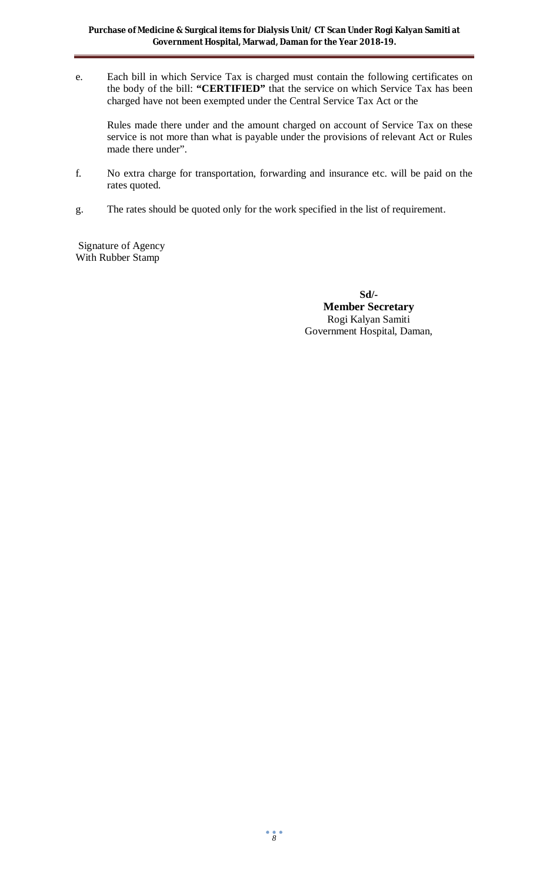e. Each bill in which Service Tax is charged must contain the following certificates on the body of the bill: **"CERTIFIED"** that the service on which Service Tax has been charged have not been exempted under the Central Service Tax Act or the

   Rules made there under and the amount charged on account of Service Tax on these service is not more than what is payable under the provisions of relevant Act or Rules made there under".

f. No extra charge for transportation, forwarding and insurance etc. will be paid on the rates quoted.

g. The rates should be quoted only for the work specified in the list of requirement.

Signature of Agency
With Rubber Stamp

**Sd/-**
**Member Secretary**
Rogi Kalyan Samiti
Government Hospital, Daman,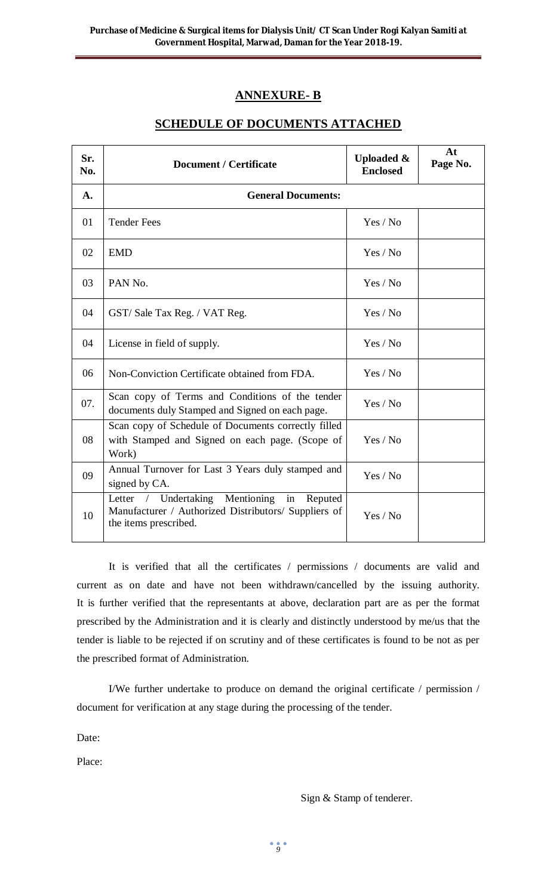## ANNEXURE- B

## SCHEDULE OF DOCUMENTS ATTACHED

| Sr. No. | Document / Certificate | Uploaded & Enclosed | At Page No. |
|---|---|---|---|
| **A.** | **General Documents:** | | |
| 01 | Tender Fees | Yes / No | |
| 02 | EMD | Yes / No | |
| 03 | PAN No. | Yes / No | |
| 04 | GST/ Sale Tax Reg. / VAT Reg. | Yes / No | |
| 04 | License in field of supply. | Yes / No | |
| 06 | Non-Conviction Certificate obtained from FDA. | Yes / No | |
| 07. | Scan copy of Terms and Conditions of the tender documents duly Stamped and Signed on each page. | Yes / No | |
| 08 | Scan copy of Schedule of Documents correctly filled with Stamped and Signed on each page. (Scope of Work) | Yes / No | |
| 09 | Annual Turnover for Last 3 Years duly stamped and signed by CA. | Yes / No | |
| 10 | Letter / Undertaking Mentioning in Reputed Manufacturer / Authorized Distributors/ Suppliers of the items prescribed. | Yes / No | |

It is verified that all the certificates / permissions / documents are valid and current as on date and have not been withdrawn/cancelled by the issuing authority. It is further verified that the representants at above, declaration part are as per the format prescribed by the Administration and it is clearly and distinctly understood by me/us that the tender is liable to be rejected if on scrutiny and of these certificates is found to be not as per the prescribed format of Administration.

I/We further undertake to produce on demand the original certificate / permission / document for verification at any stage during the processing of the tender.

Date:

Place:

Sign & Stamp of tenderer.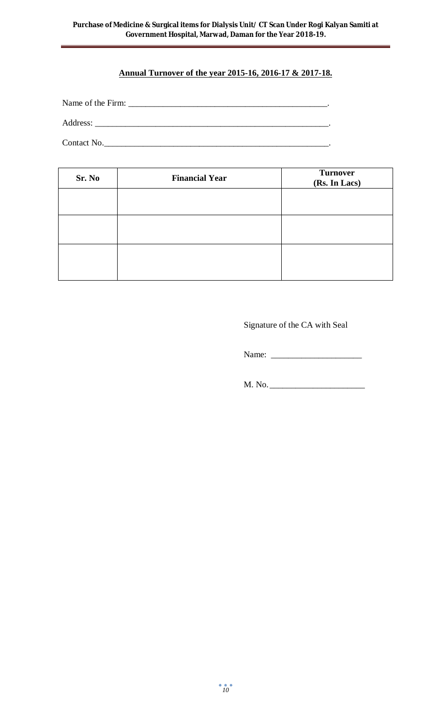## Annual Turnover of the year 2015-16, 2016-17 & 2017-18.

Name of the Firm: _______________________________________________.

Address: ________________________________________________________.

Contact No.______________________________________________________.

| Sr. No | Financial Year | Turnover (Rs. In Lacs) |
|---|---|---|
| | | |
| | | |
| | | |

Signature of the CA with Seal

Name: _____________________

M. No. ______________________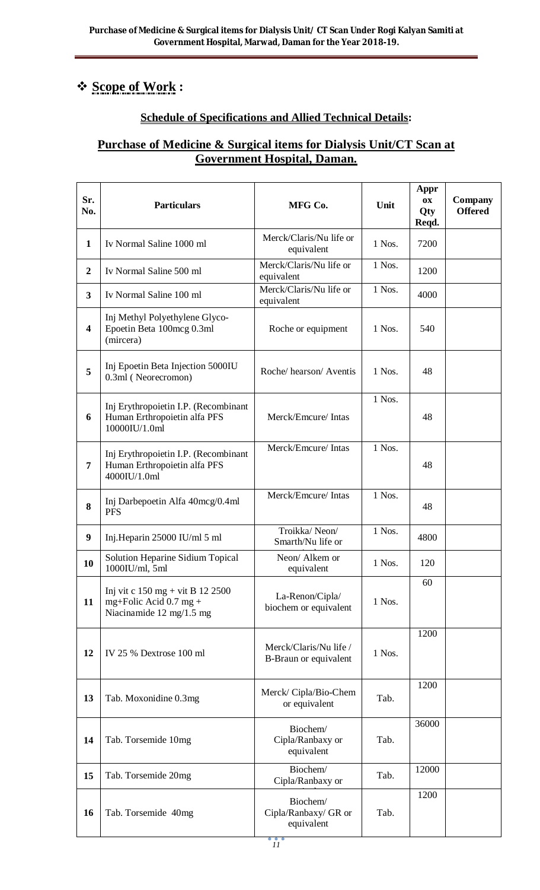Purchase of Medicine & Surgical items for Dialysis Unit/ CT Scan Under Rogi Kalyan Samiti at Government Hospital, Marwad, Daman for the Year 2018-19.

## ❖ Scope of Work :

### Schedule of Specifications and Allied Technical Details:

### Purchase of Medicine & Surgical items for Dialysis Unit/CT Scan at Government Hospital, Daman.

| Sr. No. | Particulars | MFG Co. | Unit | Approx Qty Reqd. | Company Offered |
|---|---|---|---|---|---|
| 1 | Iv Normal Saline 1000 ml | Merck/Claris/Nu life or equivalent | 1 Nos. | 7200 | |
| 2 | Iv Normal Saline 500 ml | Merck/Claris/Nu life or equivalent | 1 Nos. | 1200 | |
| 3 | Iv Normal Saline 100 ml | Merck/Claris/Nu life or equivalent | 1 Nos. | 4000 | |
| 4 | Inj Methyl Polyethylene Glyco-Epoetin Beta 100mcg 0.3ml (mircera) | Roche or equipment | 1 Nos. | 540 | |
| 5 | Inj Epoetin Beta Injection 5000IU 0.3ml ( Neorecromon) | Roche/ hearson/ Aventis | 1 Nos. | 48 | |
| 6 | Inj Erythropoietin I.P. (Recombinant Human Erthropoietin alfa PFS 10000IU/1.0ml | Merck/Emcure/ Intas | 1 Nos. | 48 | |
| 7 | Inj Erythropoietin I.P. (Recombinant Human Erthropoietin alfa PFS 4000IU/1.0ml | Merck/Emcure/ Intas | 1 Nos. | 48 | |
| 8 | Inj Darbepoetin Alfa 40mcg/0.4ml PFS | Merck/Emcure/ Intas | 1 Nos. | 48 | |
| 9 | Inj.Heparin 25000 IU/ml 5 ml | Troikka/ Neon/ Smarth/Nu life or | 1 Nos. | 4800 | |
| 10 | Solution Heparine Sidium Topical 1000IU/ml, 5ml | Neon/ Alkem or equivalent | 1 Nos. | 120 | |
| 11 | Inj vit c 150 mg + vit B 12 2500 mg+Folic Acid 0.7 mg + Niacinamide 12 mg/1.5 mg | La-Renon/Cipla/ biochem or equivalent | 1 Nos. | 60 | |
| 12 | IV 25 % Dextrose 100 ml | Merck/Claris/Nu life / B-Braun or equivalent | 1 Nos. | 1200 | |
| 13 | Tab. Moxonidine 0.3mg | Merck/ Cipla/Bio-Chem or equivalent | Tab. | 1200 | |
| 14 | Tab. Torsemide 10mg | Biochem/ Cipla/Ranbaxy or equivalent | Tab. | 36000 | |
| 15 | Tab. Torsemide 20mg | Biochem/ Cipla/Ranbaxy or | Tab. | 12000 | |
| 16 | Tab. Torsemide 40mg | Biochem/ Cipla/Ranbaxy/ GR or equivalent | Tab. | 1200 | |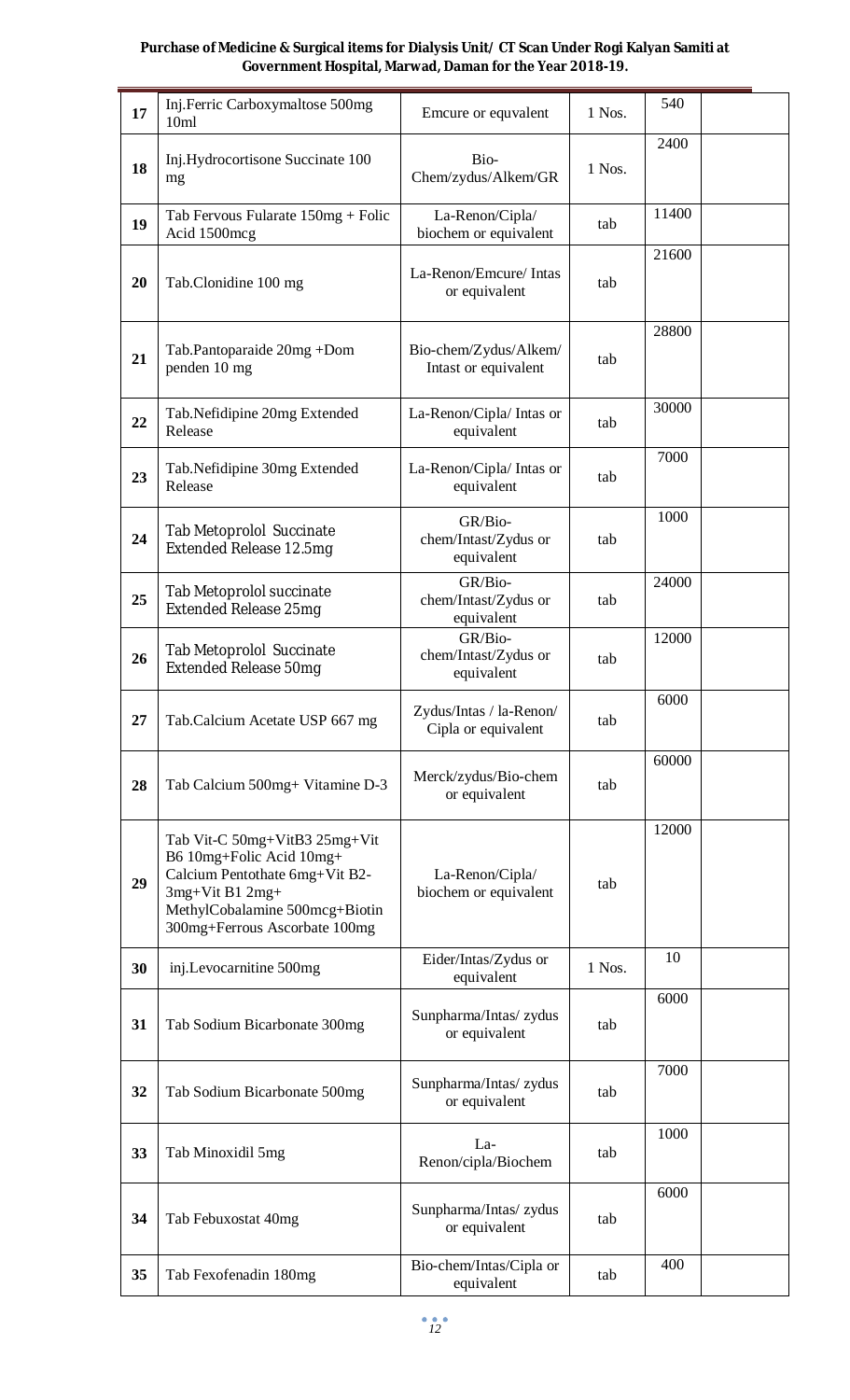**Purchase of Medicine & Surgical items for Dialysis Unit/ CT Scan Under Rogi Kalyan Samiti at Government Hospital, Marwad, Daman for the Year 2018-19.**

| | | | | | |
|---|---|---|---|---|---|
| 17 | Inj.Ferric Carboxymaltose 500mg 10ml | Emcure or equvalent | 1 Nos. | 540 | |
| 18 | Inj.Hydrocortisone Succinate 100 mg | Bio-Chem/zydus/Alkem/GR | 1 Nos. | 2400 | |
| 19 | Tab Fervous Fularate 150mg + Folic Acid 1500mcg | La-Renon/Cipla/ biochem or equivalent | tab | 11400 | |
| 20 | Tab.Clonidine 100 mg | La-Renon/Emcure/ Intas or equivalent | tab | 21600 | |
| 21 | Tab.Pantoparaide 20mg +Dom penden 10 mg | Bio-chem/Zydus/Alkem/ Intast or equivalent | tab | 28800 | |
| 22 | Tab.Nefidipine 20mg Extended Release | La-Renon/Cipla/ Intas or equivalent | tab | 30000 | |
| 23 | Tab.Nefidipine 30mg Extended Release | La-Renon/Cipla/ Intas or equivalent | tab | 7000 | |
| 24 | Tab Metoprolol Succinate Extended Release 12.5mg | GR/Bio-chem/Intast/Zydus or equivalent | tab | 1000 | |
| 25 | Tab Metoprolol succinate Extended Release 25mg | GR/Bio-chem/Intast/Zydus or equivalent | tab | 24000 | |
| 26 | Tab Metoprolol Succinate Extended Release 50mg | GR/Bio-chem/Intast/Zydus or equivalent | tab | 12000 | |
| 27 | Tab.Calcium Acetate USP 667 mg | Zydus/Intas / la-Renon/ Cipla or equivalent | tab | 6000 | |
| 28 | Tab Calcium 500mg+ Vitamine D-3 | Merck/zydus/Bio-chem or equivalent | tab | 60000 | |
| 29 | Tab Vit-C 50mg+VitB3 25mg+Vit B6 10mg+Folic Acid 10mg+ Calcium Pentothate 6mg+Vit B2-3mg+Vit B1 2mg+ MethylCobalamine 500mcg+Biotin 300mg+Ferrous Ascorbate 100mg | La-Renon/Cipla/ biochem or equivalent | tab | 12000 | |
| 30 | inj.Levocarnitine 500mg | Eider/Intas/Zydus or equivalent | 1 Nos. | 10 | |
| 31 | Tab Sodium Bicarbonate 300mg | Sunpharma/Intas/ zydus or equivalent | tab | 6000 | |
| 32 | Tab Sodium Bicarbonate 500mg | Sunpharma/Intas/ zydus or equivalent | tab | 7000 | |
| 33 | Tab Minoxidil 5mg | La-Renon/cipla/Biochem | tab | 1000 | |
| 34 | Tab Febuxostat 40mg | Sunpharma/Intas/ zydus or equivalent | tab | 6000 | |
| 35 | Tab Fexofenadin 180mg | Bio-chem/Intas/Cipla or equivalent | tab | 400 | |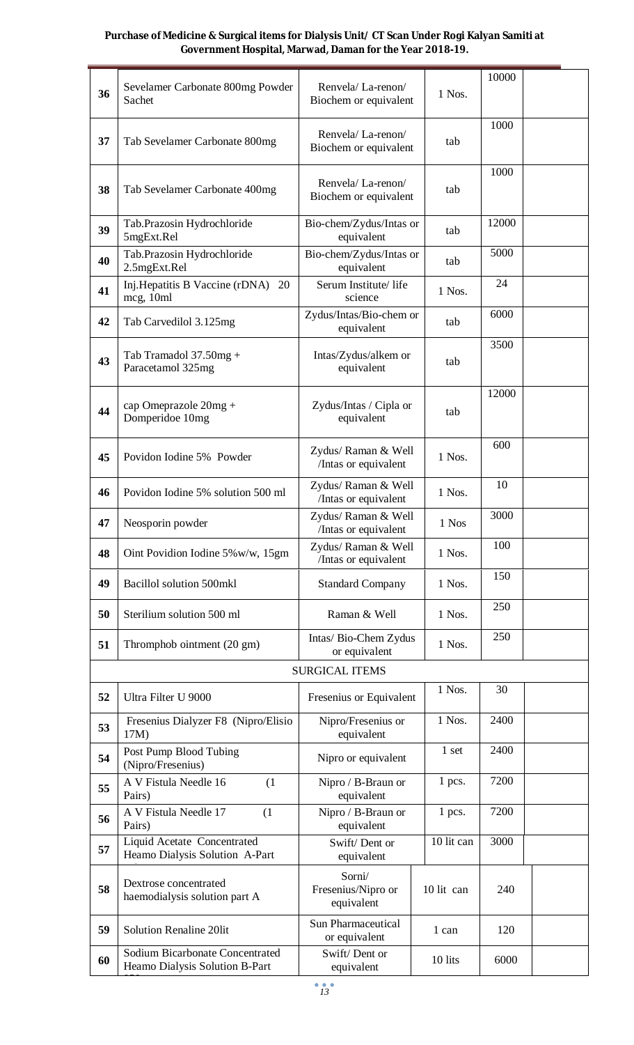**Purchase of Medicine & Surgical items for Dialysis Unit/ CT Scan Under Rogi Kalyan Samiti at Government Hospital, Marwad, Daman for the Year 2018-19.**

| | | | | | |
|---|---|---|---|---|---|
| 36 | Sevelamer Carbonate 800mg Powder Sachet | Renvela/ La-renon/ Biochem or equivalent | 1 Nos. | 10000 | |
| 37 | Tab Sevelamer Carbonate 800mg | Renvela/ La-renon/ Biochem or equivalent | tab | 1000 | |
| 38 | Tab Sevelamer Carbonate 400mg | Renvela/ La-renon/ Biochem or equivalent | tab | 1000 | |
| 39 | Tab.Prazosin Hydrochloride 5mgExt.Rel | Bio-chem/Zydus/Intas or equivalent | tab | 12000 | |
| 40 | Tab.Prazosin Hydrochloride 2.5mgExt.Rel | Bio-chem/Zydus/Intas or equivalent | tab | 5000 | |
| 41 | Inj.Hepatitis B Vaccine (rDNA) 20 mcg, 10ml | Serum Institute/ life science | 1 Nos. | 24 | |
| 42 | Tab Carvedilol 3.125mg | Zydus/Intas/Bio-chem or equivalent | tab | 6000 | |
| 43 | Tab Tramadol 37.50mg + Paracetamol 325mg | Intas/Zydus/alkem or equivalent | tab | 3500 | |
| 44 | cap Omeprazole 20mg + Domperidoe 10mg | Zydus/Intas / Cipla or equivalent | tab | 12000 | |
| 45 | Povidon Iodine 5% Powder | Zydus/ Raman & Well /Intas or equivalent | 1 Nos. | 600 | |
| 46 | Povidon Iodine 5% solution 500 ml | Zydus/ Raman & Well /Intas or equivalent | 1 Nos. | 10 | |
| 47 | Neosporin powder | Zydus/ Raman & Well /Intas or equivalent | 1 Nos | 3000 | |
| 48 | Oint Povidion Iodine 5%w/w, 15gm | Zydus/ Raman & Well /Intas or equivalent | 1 Nos. | 100 | |
| 49 | Bacillol solution 500mkl | Standard Company | 1 Nos. | 150 | |
| 50 | Sterilium solution 500 ml | Raman & Well | 1 Nos. | 250 | |
| 51 | Thromphob ointment (20 gm) | Intas/ Bio-Chem Zydus or equivalent | 1 Nos. | 250 | |
| | SURGICAL ITEMS | | | | |
| 52 | Ultra Filter U 9000 | Fresenius or Equivalent | 1 Nos. | 30 | |
| 53 | Fresenius Dialyzer F8 (Nipro/Elisio 17M) | Nipro/Fresenius or equivalent | 1 Nos. | 2400 | |
| 54 | Post Pump Blood Tubing (Nipro/Fresenius) | Nipro or equivalent | 1 set | 2400 | |
| 55 | A V Fistula Needle 16 (1 Pairs) | Nipro / B-Braun or equivalent | 1 pcs. | 7200 | |
| 56 | A V Fistula Needle 17 (1 Pairs) | Nipro / B-Braun or equivalent | 1 pcs. | 7200 | |
| 57 | Liquid Acetate Concentrated Heamo Dialysis Solution A-Part | Swift/ Dent or equivalent | 10 lit can | 3000 | |
| 58 | Dextrose concentrated haemodialysis solution part A | Sorni/ Fresenius/Nipro or equivalent | 10 lit can | 240 | |
| 59 | Solution Renaline 20lit | Sun Pharmaceutical or equivalent | 1 can | 120 | |
| 60 | Sodium Bicarbonate Concentrated Heamo Dialysis Solution B-Part | Swift/ Dent or equivalent | 10 lits | 6000 | |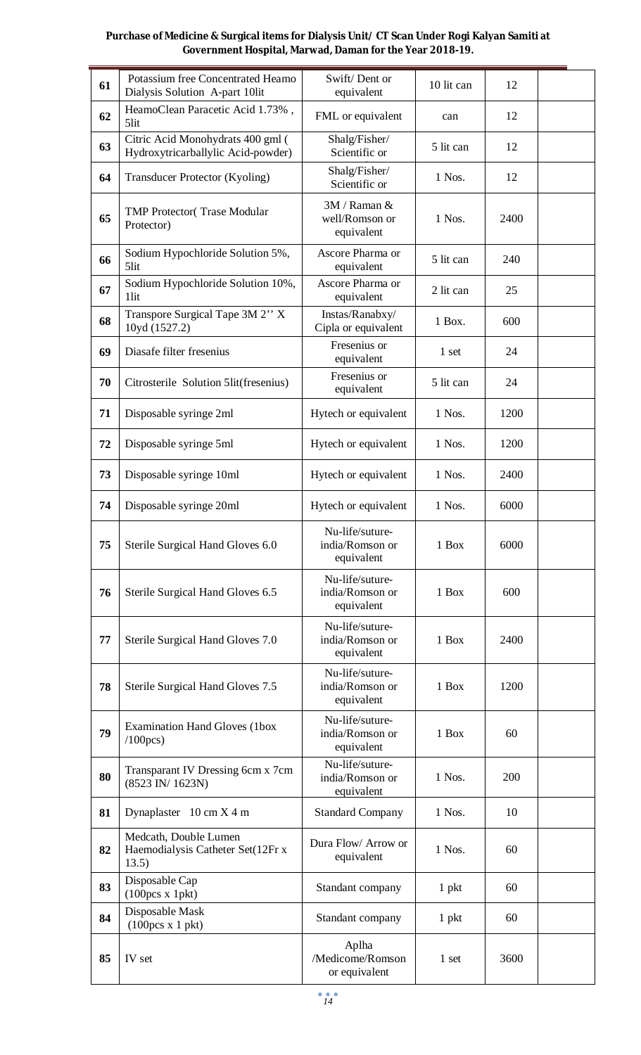**Purchase of Medicine & Surgical items for Dialysis Unit/ CT Scan Under Rogi Kalyan Samiti at Government Hospital, Marwad, Daman for the Year 2018-19.**

| | | | | | |
|---|---|---|---|---|---|
| 61 | Potassium free Concentrated Heamo Dialysis Solution A-part 10lit | Swift/ Dent or equivalent | 10 lit can | 12 | |
| 62 | HeamoClean Paracetic Acid 1.73% , 5lit | FML or equivalent | can | 12 | |
| 63 | Citric Acid Monohydrats 400 gml ( Hydroxytricarballylic Acid-powder) | Shalg/Fisher/ Scientific or | 5 lit can | 12 | |
| 64 | Transducer Protector (Kyoling) | Shalg/Fisher/ Scientific or | 1 Nos. | 12 | |
| 65 | TMP Protector( Trase Modular Protector) | 3M / Raman & well/Romson or equivalent | 1 Nos. | 2400 | |
| 66 | Sodium Hypochloride Solution 5%, 5lit | Ascore Pharma or equivalent | 5 lit can | 240 | |
| 67 | Sodium Hypochloride Solution 10%, 1lit | Ascore Pharma or equivalent | 2 lit can | 25 | |
| 68 | Transpore Surgical Tape 3M 2'' X 10yd (1527.2) | Instas/Ranabxy/ Cipla or equivalent | 1 Box. | 600 | |
| 69 | Diasafe filter fresenius | Fresenius or equivalent | 1 set | 24 | |
| 70 | Citrosterile Solution 5lit(fresenius) | Fresenius or equivalent | 5 lit can | 24 | |
| 71 | Disposable syringe 2ml | Hytech or equivalent | 1 Nos. | 1200 | |
| 72 | Disposable syringe 5ml | Hytech or equivalent | 1 Nos. | 1200 | |
| 73 | Disposable syringe 10ml | Hytech or equivalent | 1 Nos. | 2400 | |
| 74 | Disposable syringe 20ml | Hytech or equivalent | 1 Nos. | 6000 | |
| 75 | Sterile Surgical Hand Gloves 6.0 | Nu-life/suture-india/Romson or equivalent | 1 Box | 6000 | |
| 76 | Sterile Surgical Hand Gloves 6.5 | Nu-life/suture-india/Romson or equivalent | 1 Box | 600 | |
| 77 | Sterile Surgical Hand Gloves 7.0 | Nu-life/suture-india/Romson or equivalent | 1 Box | 2400 | |
| 78 | Sterile Surgical Hand Gloves 7.5 | Nu-life/suture-india/Romson or equivalent | 1 Box | 1200 | |
| 79 | Examination Hand Gloves (1box /100pcs) | Nu-life/suture-india/Romson or equivalent | 1 Box | 60 | |
| 80 | Transparant IV Dressing 6cm x 7cm (8523 IN/ 1623N) | Nu-life/suture-india/Romson or equivalent | 1 Nos. | 200 | |
| 81 | Dynaplaster 10 cm X 4 m | Standard Company | 1 Nos. | 10 | |
| 82 | Medcath, Double Lumen Haemodialysis Catheter Set(12Fr x 13.5) | Dura Flow/ Arrow or equivalent | 1 Nos. | 60 | |
| 83 | Disposable Cap (100pcs x 1pkt) | Standant company | 1 pkt | 60 | |
| 84 | Disposable Mask (100pcs x 1 pkt) | Standant company | 1 pkt | 60 | |
| 85 | IV set | Aplha /Medicome/Romson or equivalent | 1 set | 3600 | |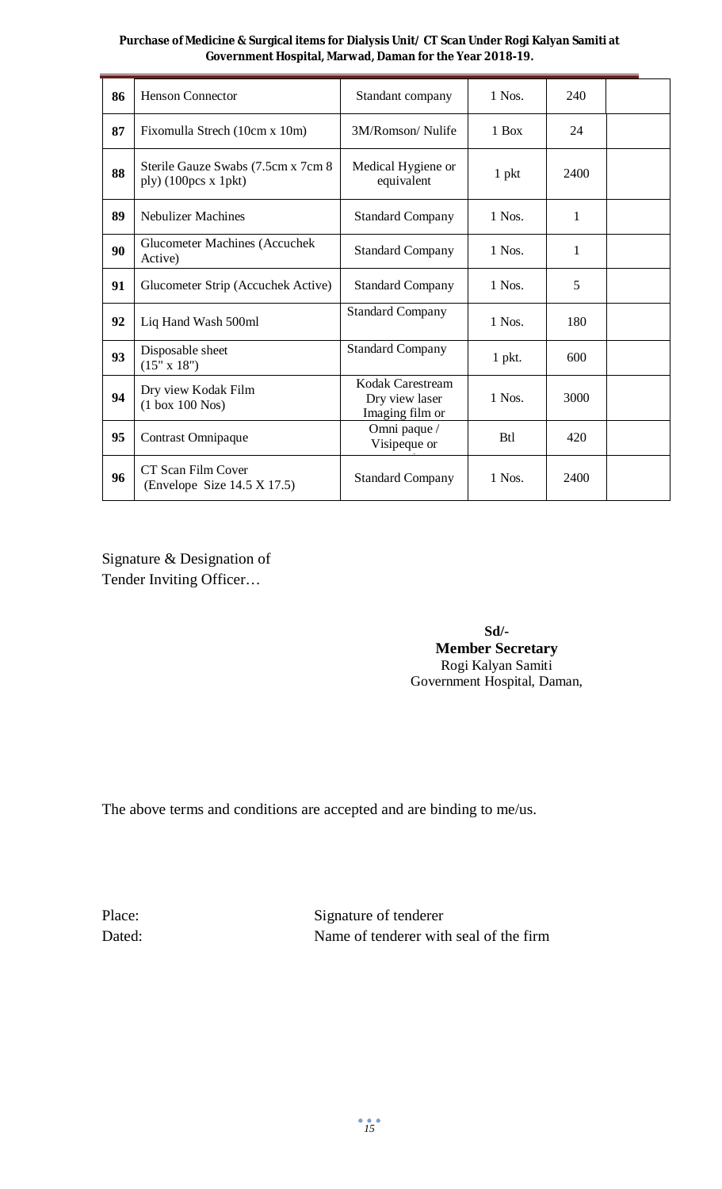| | | | | | |
|---|---|---|---|---|---|
| **86** | Henson Connector | Standant company | 1 Nos. | 240 | |
| **87** | Fixomulla Strech (10cm x 10m) | 3M/Romson/ Nulife | 1 Box | 24 | |
| **88** | Sterile Gauze Swabs (7.5cm x 7cm 8 ply) (100pcs x 1pkt) | Medical Hygiene or equivalent | 1 pkt | 2400 | |
| **89** | Nebulizer Machines | Standard Company | 1 Nos. | 1 | |
| **90** | Glucometer Machines (Accuchek Active) | Standard Company | 1 Nos. | 1 | |
| **91** | Glucometer Strip (Accuchek Active) | Standard Company | 1 Nos. | 5 | |
| **92** | Liq Hand Wash 500ml | Standard Company | 1 Nos. | 180 | |
| **93** | Disposable sheet (15" x 18") | Standard Company | 1 pkt. | 600 | |
| **94** | Dry view Kodak Film (1 box 100 Nos) | Kodak Carestream Dry view laser Imaging film or | 1 Nos. | 3000 | |
| **95** | Contrast Omnipaque | Omni paque / Visipeque or | Btl | 420 | |
| **96** | CT Scan Film Cover (Envelope Size 14.5 X 17.5) | Standard Company | 1 Nos. | 2400 | |

Signature & Designation of
Tender Inviting Officer…

**Sd/-**
**Member Secretary**
Rogi Kalyan Samiti
Government Hospital, Daman,

The above terms and conditions are accepted and are binding to me/us.

Place: Signature of tenderer
Dated: Name of tenderer with seal of the firm